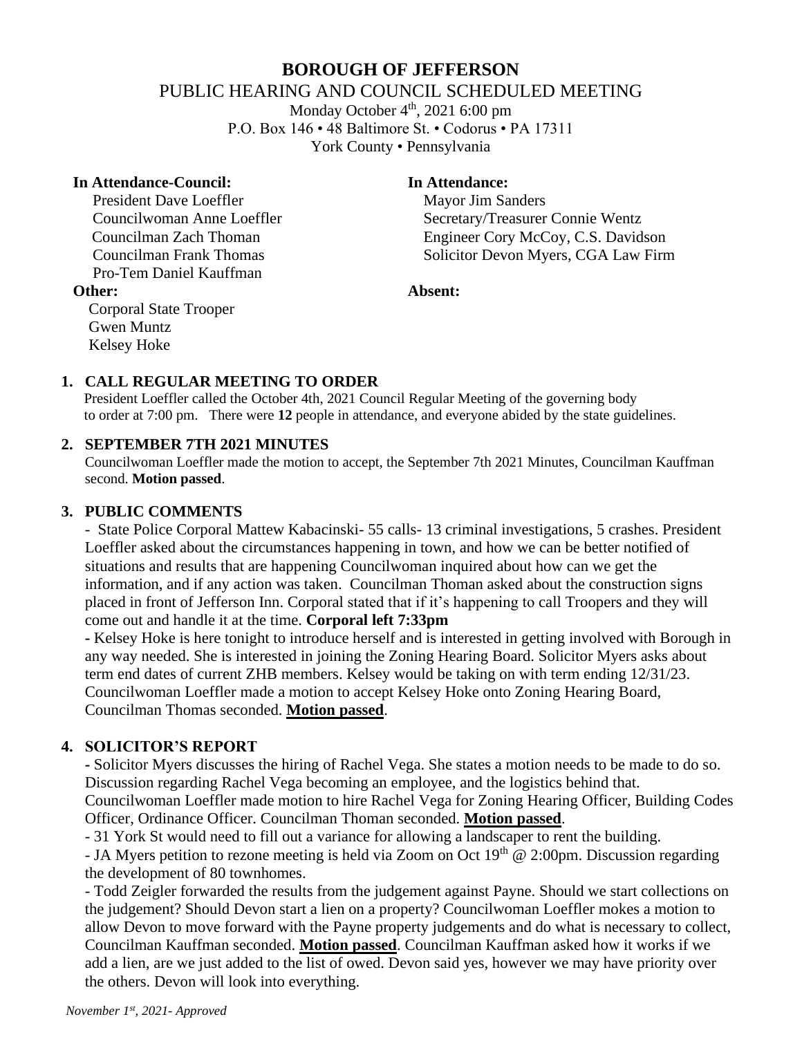# BOROUGH OF JEFFERSON

## PUBLIC HEARING AND COUNCIL SCHEDULED MEETING

Monday October 4th, 2021 6:00 pm
P.O. Box 146 • 48 Baltimore St. • Codorus • PA 17311
York County • Pennsylvania

**In Attendance-Council:**
President Dave Loeffler
Councilwoman Anne Loeffler
Councilman Zach Thoman
Councilman Frank Thomas
Pro-Tem Daniel Kauffman

**Other:**
Corporal State Trooper
Gwen Muntz
Kelsey Hoke

**In Attendance:**
Mayor Jim Sanders
Secretary/Treasurer Connie Wentz
Engineer Cory McCoy, C.S. Davidson
Solicitor Devon Myers, CGA Law Firm

**Absent:**

### 1. CALL REGULAR MEETING TO ORDER

President Loeffler called the October 4th, 2021 Council Regular Meeting of the governing body to order at 7:00 pm. There were **12** people in attendance, and everyone abided by the state guidelines.

### 2. SEPTEMBER 7TH 2021 MINUTES

Councilwoman Loeffler made the motion to accept, the September 7th 2021 Minutes, Councilman Kauffman second. **Motion passed**.

### 3. PUBLIC COMMENTS

- State Police Corporal Mattew Kabacinski- 55 calls- 13 criminal investigations, 5 crashes. President Loeffler asked about the circumstances happening in town, and how we can be better notified of situations and results that are happening Councilwoman inquired about how can we get the information, and if any action was taken. Councilman Thoman asked about the construction signs placed in front of Jefferson Inn. Corporal stated that if it's happening to call Troopers and they will come out and handle it at the time. **Corporal left 7:33pm**
- Kelsey Hoke is here tonight to introduce herself and is interested in getting involved with Borough in any way needed. She is interested in joining the Zoning Hearing Board. Solicitor Myers asks about term end dates of current ZHB members. Kelsey would be taking on with term ending 12/31/23. Councilwoman Loeffler made a motion to accept Kelsey Hoke onto Zoning Hearing Board, Councilman Thomas seconded. **Motion passed**.

### 4. SOLICITOR'S REPORT

- Solicitor Myers discusses the hiring of Rachel Vega. She states a motion needs to be made to do so. Discussion regarding Rachel Vega becoming an employee, and the logistics behind that. Councilwoman Loeffler made motion to hire Rachel Vega for Zoning Hearing Officer, Building Codes Officer, Ordinance Officer. Councilman Thoman seconded. **Motion passed**.
- 31 York St would need to fill out a variance for allowing a landscaper to rent the building.
- JA Myers petition to rezone meeting is held via Zoom on Oct 19th @ 2:00pm. Discussion regarding the development of 80 townhomes.
- Todd Zeigler forwarded the results from the judgement against Payne. Should we start collections on the judgement? Should Devon start a lien on a property? Councilwoman Loeffler mokes a motion to allow Devon to move forward with the Payne property judgements and do what is necessary to collect, Councilman Kauffman seconded. **Motion passed**. Councilman Kauffman asked how it works if we add a lien, are we just added to the list of owed. Devon said yes, however we may have priority over the others. Devon will look into everything.

*November 1st, 2021- Approved*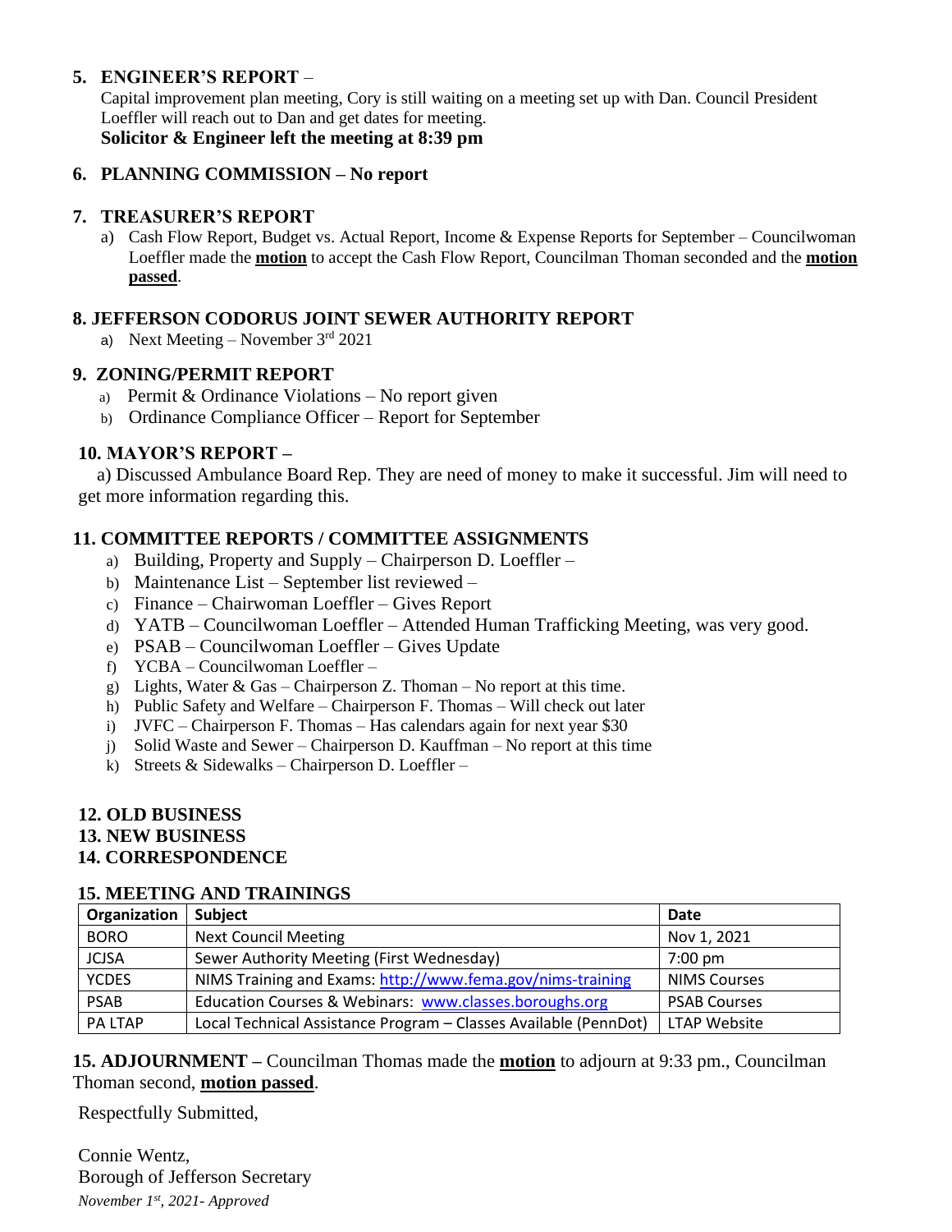## 5. ENGINEER'S REPORT –

Capital improvement plan meeting, Cory is still waiting on a meeting set up with Dan. Council President Loeffler will reach out to Dan and get dates for meeting.

**Solicitor & Engineer left the meeting at 8:39 pm**

## 6. PLANNING COMMISSION – No report

## 7. TREASURER'S REPORT

a) Cash Flow Report, Budget vs. Actual Report, Income & Expense Reports for September – Councilwoman Loeffler made the **motion** to accept the Cash Flow Report, Councilman Thoman seconded and the **motion passed**.

## 8. JEFFERSON CODORUS JOINT SEWER AUTHORITY REPORT

a) Next Meeting – November 3rd 2021

## 9. ZONING/PERMIT REPORT

a) Permit & Ordinance Violations – No report given
b) Ordinance Compliance Officer – Report for September

## 10. MAYOR'S REPORT –

a) Discussed Ambulance Board Rep. They are need of money to make it successful. Jim will need to get more information regarding this.

## 11. COMMITTEE REPORTS / COMMITTEE ASSIGNMENTS

a) Building, Property and Supply – Chairperson D. Loeffler –
b) Maintenance List – September list reviewed –
c) Finance – Chairwoman Loeffler – Gives Report
d) YATB – Councilwoman Loeffler – Attended Human Trafficking Meeting, was very good.
e) PSAB – Councilwoman Loeffler – Gives Update
f) YCBA – Councilwoman Loeffler –
g) Lights, Water & Gas – Chairperson Z. Thoman – No report at this time.
h) Public Safety and Welfare – Chairperson F. Thomas – Will check out later
i) JVFC – Chairperson F. Thomas – Has calendars again for next year $30
j) Solid Waste and Sewer – Chairperson D. Kauffman – No report at this time
k) Streets & Sidewalks – Chairperson D. Loeffler –

## 12. OLD BUSINESS
## 13. NEW BUSINESS
## 14. CORRESPONDENCE

## 15. MEETING AND TRAININGS

| Organization | Subject | Date |
|---|---|---|
| BORO | Next Council Meeting | Nov 1, 2021 |
| JCJSA | Sewer Authority Meeting (First Wednesday) | 7:00 pm |
| YCDES | NIMS Training and Exams: http://www.fema.gov/nims-training | NIMS Courses |
| PSAB | Education Courses & Webinars: www.classes.boroughs.org | PSAB Courses |
| PA LTAP | Local Technical Assistance Program – Classes Available (PennDot) | LTAP Website |

**15. ADJOURNMENT –** Councilman Thomas made the **motion** to adjourn at 9:33 pm., Councilman Thoman second, **motion passed**.

Respectfully Submitted,

Connie Wentz,
Borough of Jefferson Secretary
*November 1st, 2021- Approved*